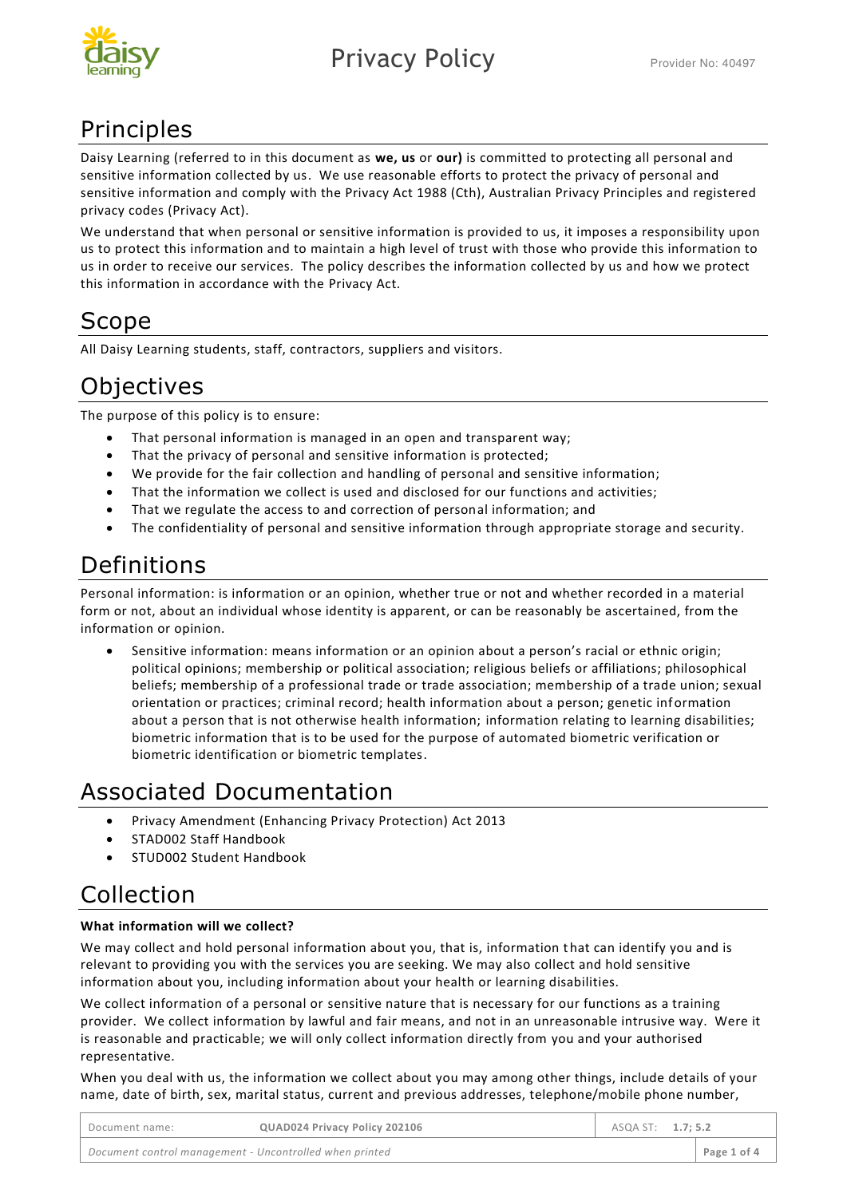# Privacy Policy

## Principles

Daisy Learning (referred to in this document as **we, us** or **our)** is committed to protecting all personal and sensitive information collected by us. We use reasonable efforts to protect the privacy of personal and sensitive information and comply with the Privacy Act 1988 (Cth), Australian Privacy Principles and registered privacy codes (Privacy Act).

We understand that when personal or sensitive information is provided to us, it imposes a responsibility upon us to protect this information and to maintain a high level of trust with those who provide this information to us in order to receive our services. The policy describes the information collected by us and how we protect this information in accordance with the Privacy Act.

## Scope

All Daisy Learning students, staff, contractors, suppliers and visitors.

## Objectives

The purpose of this policy is to ensure:

- That personal information is managed in an open and transparent way;
- That the privacy of personal and sensitive information is protected;
- We provide for the fair collection and handling of personal and sensitive information;
- That the information we collect is used and disclosed for our functions and activities;
- That we regulate the access to and correction of personal information; and
- The confidentiality of personal and sensitive information through appropriate storage and security.

## Definitions

Personal information: is information or an opinion, whether true or not and whether recorded in a material form or not, about an individual whose identity is apparent, or can be reasonably be ascertained, from the information or opinion.

- Sensitive information: means information or an opinion about a person's racial or ethnic origin; political opinions; membership or political association; religious beliefs or affiliations; philosophical beliefs; membership of a professional trade or trade association; membership of a trade union; sexual orientation or practices; criminal record; health information about a person; genetic information about a person that is not otherwise health information; information relating to learning disabilities; biometric information that is to be used for the purpose of automated biometric verification or biometric identification or biometric templates.

## Associated Documentation

- Privacy Amendment (Enhancing Privacy Protection) Act 2013
- STAD002 Staff Handbook
- STUD002 Student Handbook

## Collection

**What information will we collect?**

We may collect and hold personal information about you, that is, information that can identify you and is relevant to providing you with the services you are seeking. We may also collect and hold sensitive information about you, including information about your health or learning disabilities.

We collect information of a personal or sensitive nature that is necessary for our functions as a training provider. We collect information by lawful and fair means, and not in an unreasonable intrusive way. Were it is reasonable and practicable; we will only collect information directly from you and your authorised representative.

When you deal with us, the information we collect about you may among other things, include details of your name, date of birth, sex, marital status, current and previous addresses, telephone/mobile phone number,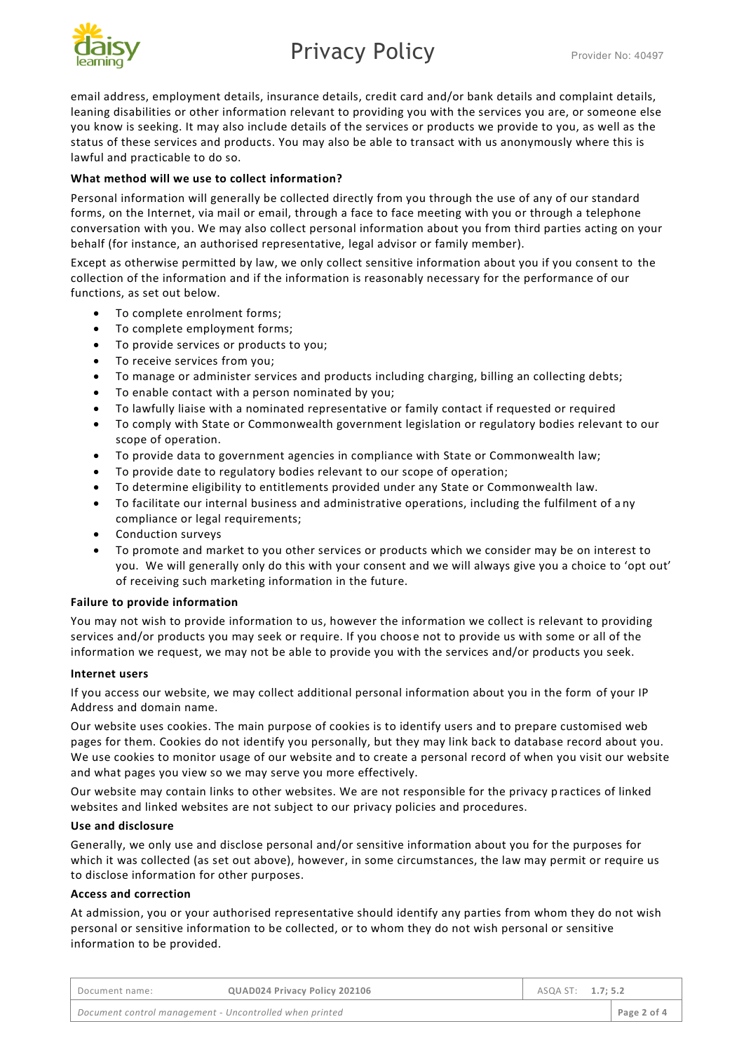email address, employment details, insurance details, credit card and/or bank details and complaint details, leaning disabilities or other information relevant to providing you with the services you are, or someone else you know is seeking. It may also include details of the services or products we provide to you, as well as the status of these services and products. You may also be able to transact with us anonymously where this is lawful and practicable to do so.

**What method will we use to collect information?**

Personal information will generally be collected directly from you through the use of any of our standard forms, on the Internet, via mail or email, through a face to face meeting with you or through a telephone conversation with you. We may also collect personal information about you from third parties acting on your behalf (for instance, an authorised representative, legal advisor or family member).

Except as otherwise permitted by law, we only collect sensitive information about you if you consent to the collection of the information and if the information is reasonably necessary for the performance of our functions, as set out below.

- To complete enrolment forms;
- To complete employment forms;
- To provide services or products to you;
- To receive services from you;
- To manage or administer services and products including charging, billing an collecting debts;
- To enable contact with a person nominated by you;
- To lawfully liaise with a nominated representative or family contact if requested or required
- To comply with State or Commonwealth government legislation or regulatory bodies relevant to our scope of operation.
- To provide data to government agencies in compliance with State or Commonwealth law;
- To provide date to regulatory bodies relevant to our scope of operation;
- To determine eligibility to entitlements provided under any State or Commonwealth law.
- To facilitate our internal business and administrative operations, including the fulfilment of any compliance or legal requirements;
- Conduction surveys
- To promote and market to you other services or products which we consider may be on interest to you. We will generally only do this with your consent and we will always give you a choice to 'opt out' of receiving such marketing information in the future.

**Failure to provide information**

You may not wish to provide information to us, however the information we collect is relevant to providing services and/or products you may seek or require. If you choose not to provide us with some or all of the information we request, we may not be able to provide you with the services and/or products you seek.

**Internet users**

If you access our website, we may collect additional personal information about you in the form of your IP Address and domain name.

Our website uses cookies. The main purpose of cookies is to identify users and to prepare customised web pages for them. Cookies do not identify you personally, but they may link back to database record about you. We use cookies to monitor usage of our website and to create a personal record of when you visit our website and what pages you view so we may serve you more effectively.

Our website may contain links to other websites. We are not responsible for the privacy practices of linked websites and linked websites are not subject to our privacy policies and procedures.

**Use and disclosure**

Generally, we only use and disclose personal and/or sensitive information about you for the purposes for which it was collected (as set out above), however, in some circumstances, the law may permit or require us to disclose information for other purposes.

**Access and correction**

At admission, you or your authorised representative should identify any parties from whom they do not wish personal or sensitive information to be collected, or to whom they do not wish personal or sensitive information to be provided.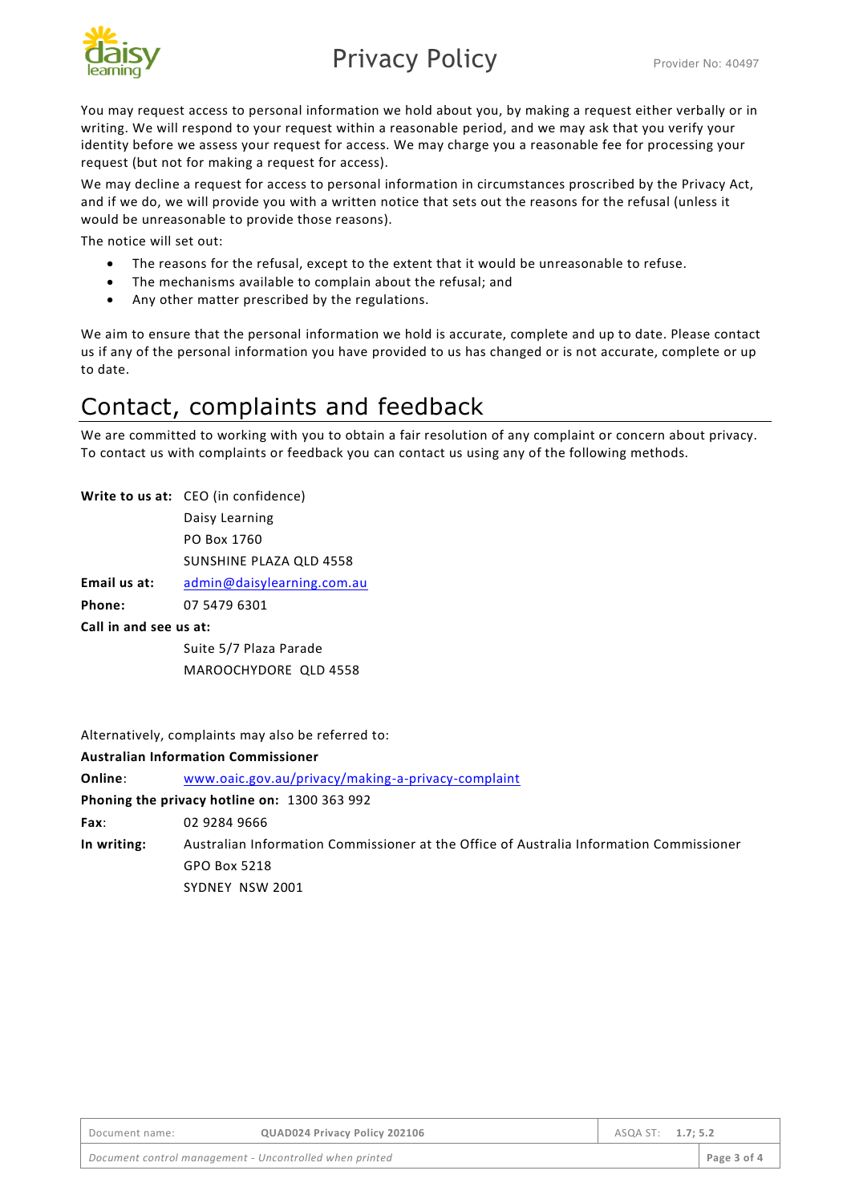You may request access to personal information we hold about you, by making a request either verbally or in writing. We will respond to your request within a reasonable period, and we may ask that you verify your identity before we assess your request for access. We may charge you a reasonable fee for processing your request (but not for making a request for access).

We may decline a request for access to personal information in circumstances proscribed by the Privacy Act, and if we do, we will provide you with a written notice that sets out the reasons for the refusal (unless it would be unreasonable to provide those reasons).

The notice will set out:

- The reasons for the refusal, except to the extent that it would be unreasonable to refuse.
- The mechanisms available to complain about the refusal; and
- Any other matter prescribed by the regulations.

We aim to ensure that the personal information we hold is accurate, complete and up to date. Please contact us if any of the personal information you have provided to us has changed or is not accurate, complete or up to date.

# Contact, complaints and feedback

We are committed to working with you to obtain a fair resolution of any complaint or concern about privacy. To contact us with complaints or feedback you can contact us using any of the following methods.

**Write to us at:** CEO (in confidence)
Daisy Learning
PO Box 1760
SUNSHINE PLAZA QLD 4558

**Email us at:** admin@daisylearning.com.au

**Phone:** 07 5479 6301

**Call in and see us at:**
Suite 5/7 Plaza Parade
MAROOCHYDORE QLD 4558

Alternatively, complaints may also be referred to:

**Australian Information Commissioner**

**Online**: www.oaic.gov.au/privacy/making-a-privacy-complaint

**Phoning the privacy hotline on:** 1300 363 992

**Fax**: 02 9284 9666

**In writing:** Australian Information Commissioner at the Office of Australia Information Commissioner
GPO Box 5218
SYDNEY NSW 2001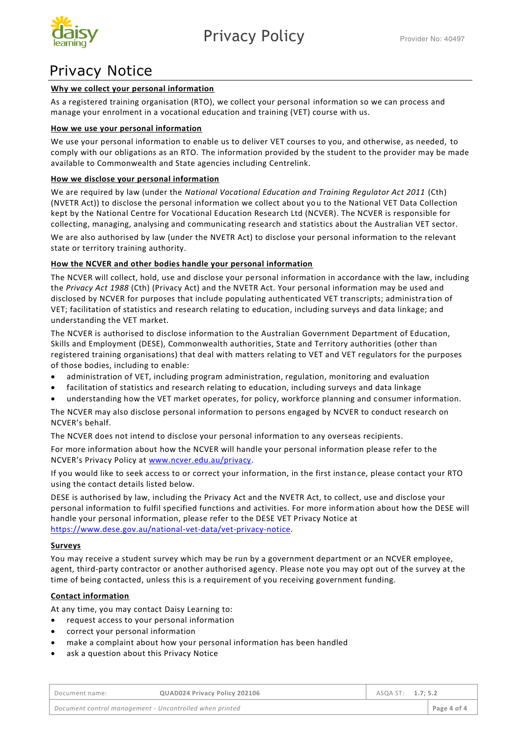# Privacy Notice

**Why we collect your personal information**

As a registered training organisation (RTO), we collect your personal information so we can process and manage your enrolment in a vocational education and training (VET) course with us.

**How we use your personal information**

We use your personal information to enable us to deliver VET courses to you, and otherwise, as needed, to comply with our obligations as an RTO. The information provided by the student to the provider may be made available to Commonwealth and State agencies including Centrelink.

**How we disclose your personal information**

We are required by law (under the *National Vocational Education and Training Regulator Act 2011* (Cth) (NVETR Act)) to disclose the personal information we collect about you to the National VET Data Collection kept by the National Centre for Vocational Education Research Ltd (NCVER). The NCVER is responsible for collecting, managing, analysing and communicating research and statistics about the Australian VET sector.

We are also authorised by law (under the NVETR Act) to disclose your personal information to the relevant state or territory training authority.

**How the NCVER and other bodies handle your personal information**

The NCVER will collect, hold, use and disclose your personal information in accordance with the law, including the *Privacy Act 1988* (Cth) (Privacy Act) and the NVETR Act. Your personal information may be used and disclosed by NCVER for purposes that include populating authenticated VET transcripts; administration of VET; facilitation of statistics and research relating to education, including surveys and data linkage; and understanding the VET market.

The NCVER is authorised to disclose information to the Australian Government Department of Education, Skills and Employment (DESE), Commonwealth authorities, State and Territory authorities (other than registered training organisations) that deal with matters relating to VET and VET regulators for the purposes of those bodies, including to enable:

- administration of VET, including program administration, regulation, monitoring and evaluation
- facilitation of statistics and research relating to education, including surveys and data linkage
- understanding how the VET market operates, for policy, workforce planning and consumer information.

The NCVER may also disclose personal information to persons engaged by NCVER to conduct research on NCVER's behalf.

The NCVER does not intend to disclose your personal information to any overseas recipients.

For more information about how the NCVER will handle your personal information please refer to the NCVER's Privacy Policy at www.ncver.edu.au/privacy.

If you would like to seek access to or correct your information, in the first instance, please contact your RTO using the contact details listed below.

DESE is authorised by law, including the Privacy Act and the NVETR Act, to collect, use and disclose your personal information to fulfil specified functions and activities. For more information about how the DESE will handle your personal information, please refer to the DESE VET Privacy Notice at https://www.dese.gov.au/national-vet-data/vet-privacy-notice.

**Surveys**

You may receive a student survey which may be run by a government department or an NCVER employee, agent, third-party contractor or another authorised agency. Please note you may opt out of the survey at the time of being contacted, unless this is a requirement of you receiving government funding.

**Contact information**

At any time, you may contact Daisy Learning to:

- request access to your personal information
- correct your personal information
- make a complaint about how your personal information has been handled
- ask a question about this Privacy Notice